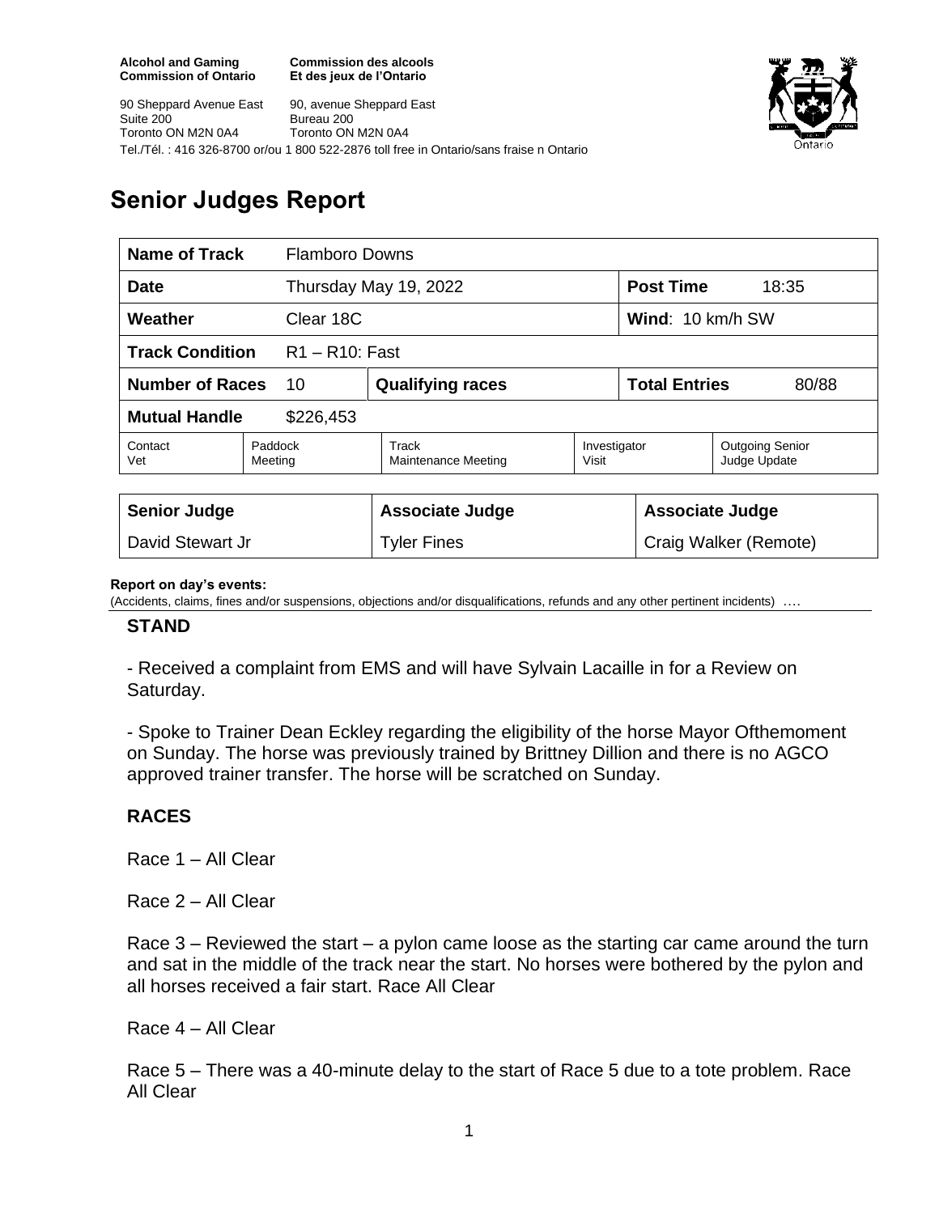**Alcohol and Gaming Commission of Ontario**
**Commission des alcools Et des jeux de l'Ontario**

90 Sheppard Avenue East
Suite 200
Toronto ON M2N 0A4

90, avenue Sheppard East
Bureau 200
Toronto ON M2N 0A4

Tel./Tél. : 416 326-8700 or/ou 1 800 522-2876 toll free in Ontario/sans fraise n Ontario

# Senior Judges Report

| **Name of Track** | Flamboro Downs | | | |
|---|---|---|---|---|
| **Date** | Thursday May 19, 2022 | | **Post Time** | 18:35 |
| **Weather** | Clear 18C | | **Wind**: 10 km/h SW | |
| **Track Condition** | R1 – R10: Fast | | | |
| **Number of Races** | 10 | **Qualifying races** | **Total Entries** | 80/88 |
| **Mutual Handle** | $226,453 | | | |

| Contact Vet | Paddock Meeting | Track Maintenance Meeting | Investigator Visit | Outgoing Senior Judge Update |
|---|---|---|---|---|
| | | | | |

| **Senior Judge** | **Associate Judge** | **Associate Judge** |
|---|---|---|
| David Stewart Jr | Tyler Fines | Craig Walker (Remote) |

**Report on day's events:**
(Accidents, claims, fines and/or suspensions, objections and/or disqualifications, refunds and any other pertinent incidents) ….

## STAND

- Received a complaint from EMS and will have Sylvain Lacaille in for a Review on Saturday.

- Spoke to Trainer Dean Eckley regarding the eligibility of the horse Mayor Ofthemoment on Sunday. The horse was previously trained by Brittney Dillion and there is no AGCO approved trainer transfer. The horse will be scratched on Sunday.

## RACES

Race 1 – All Clear

Race 2 – All Clear

Race 3 – Reviewed the start – a pylon came loose as the starting car came around the turn and sat in the middle of the track near the start. No horses were bothered by the pylon and all horses received a fair start. Race All Clear

Race 4 – All Clear

Race 5 – There was a 40-minute delay to the start of Race 5 due to a tote problem. Race All Clear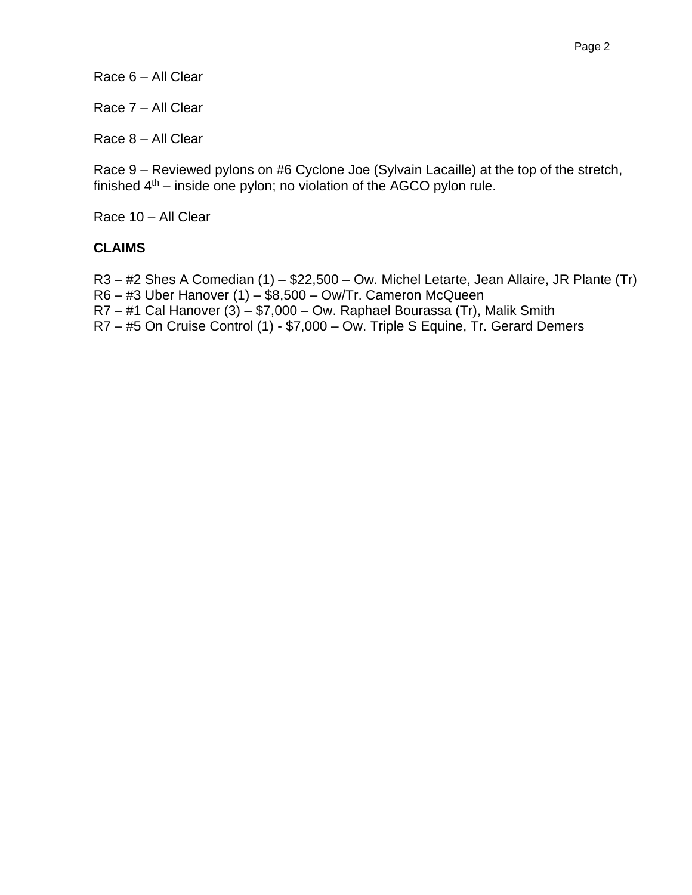Race 6 – All Clear

Race 7 – All Clear

Race 8 – All Clear

Race 9 – Reviewed pylons on #6 Cyclone Joe (Sylvain Lacaille) at the top of the stretch, finished 4th – inside one pylon; no violation of the AGCO pylon rule.

Race 10 – All Clear

**CLAIMS**

R3 – #2 Shes A Comedian (1) – $22,500 – Ow. Michel Letarte, Jean Allaire, JR Plante (Tr)
R6 – #3 Uber Hanover (1) – $8,500 – Ow/Tr. Cameron McQueen
R7 – #1 Cal Hanover (3) – $7,000 – Ow. Raphael Bourassa (Tr), Malik Smith
R7 – #5 On Cruise Control (1) - $7,000 – Ow. Triple S Equine, Tr. Gerard Demers